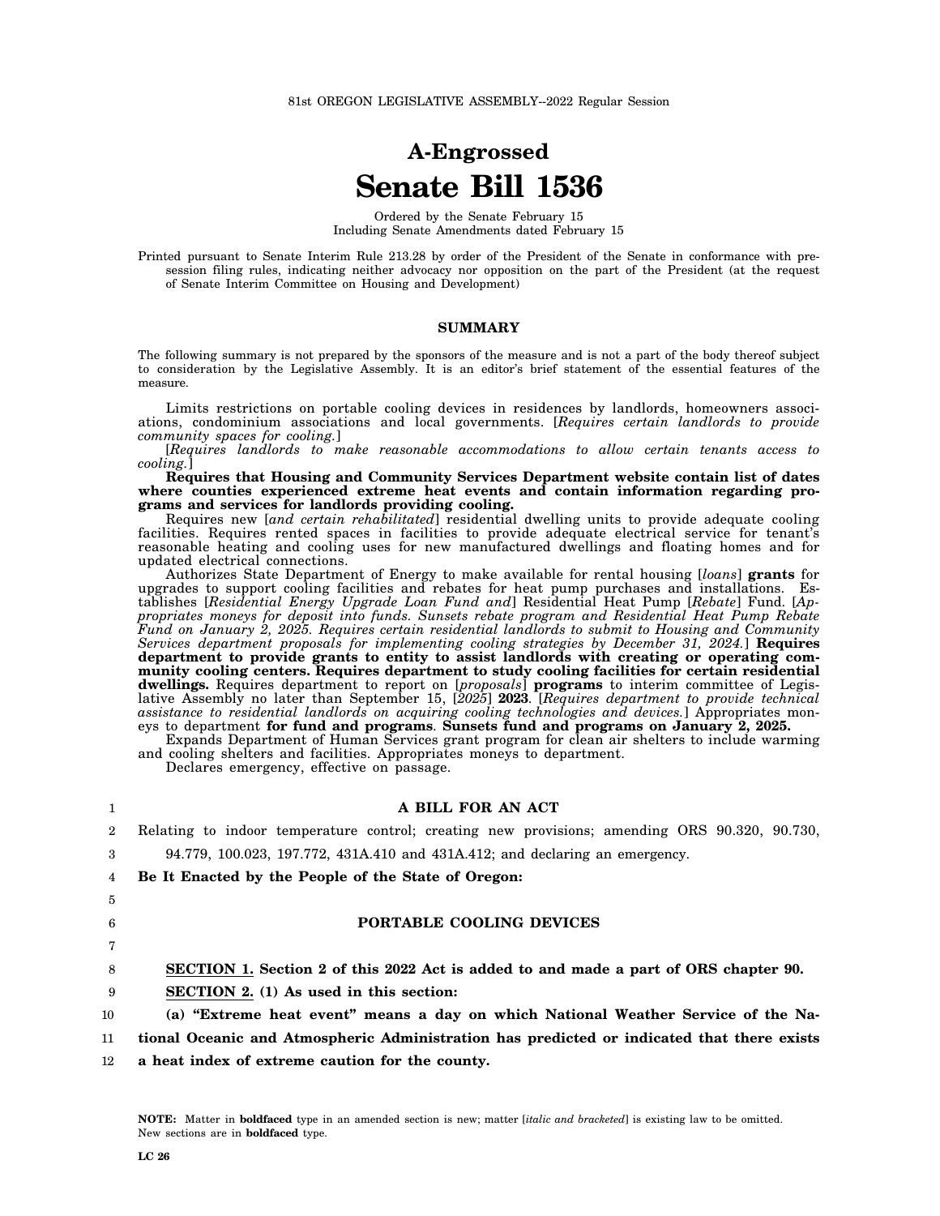81st OREGON LEGISLATIVE ASSEMBLY--2022 Regular Session

# A-Engrossed
# Senate Bill 1536

Ordered by the Senate February 15
Including Senate Amendments dated February 15

Printed pursuant to Senate Interim Rule 213.28 by order of the President of the Senate in conformance with presession filing rules, indicating neither advocacy nor opposition on the part of the President (at the request of Senate Interim Committee on Housing and Development)

## SUMMARY

The following summary is not prepared by the sponsors of the measure and is not a part of the body thereof subject to consideration by the Legislative Assembly. It is an editor's brief statement of the essential features of the measure.

Limits restrictions on portable cooling devices in residences by landlords, homeowners associations, condominium associations and local governments. [*Requires certain landlords to provide community spaces for cooling.*]

[*Requires landlords to make reasonable accommodations to allow certain tenants access to cooling.*]

**Requires that Housing and Community Services Department website contain list of dates where counties experienced extreme heat events and contain information regarding programs and services for landlords providing cooling.**

Requires new [*and certain rehabilitated*] residential dwelling units to provide adequate cooling facilities. Requires rented spaces in facilities to provide adequate electrical service for tenant's reasonable heating and cooling uses for new manufactured dwellings and floating homes and for updated electrical connections.

Authorizes State Department of Energy to make available for rental housing [*loans*] **grants** for upgrades to support cooling facilities and rebates for heat pump purchases and installations. Establishes [*Residential Energy Upgrade Loan Fund and*] Residential Heat Pump [*Rebate*] Fund. [*Appropriates moneys for deposit into funds. Sunsets rebate program and Residential Heat Pump Rebate Fund on January 2, 2025. Requires certain residential landlords to submit to Housing and Community Services department proposals for implementing cooling strategies by December 31, 2024.*] **Requires department to provide grants to entity to assist landlords with creating or operating community cooling centers. Requires department to study cooling facilities for certain residential dwellings.** Requires department to report on [*proposals*] **programs** to interim committee of Legislative Assembly no later than September 15, [*2025*] **2023**. [*Requires department to provide technical assistance to residential landlords on acquiring cooling technologies and devices.*] Appropriates moneys to department **for fund and programs**. **Sunsets fund and programs on January 2, 2025.**

Expands Department of Human Services grant program for clean air shelters to include warming and cooling shelters and facilities. Appropriates moneys to department.

Declares emergency, effective on passage.

1 **A BILL FOR AN ACT**

2 Relating to indoor temperature control; creating new provisions; amending ORS 90.320, 90.730,
3 94.779, 100.023, 197.772, 431A.410 and 431A.412; and declaring an emergency.

4 **Be It Enacted by the People of the State of Oregon:**

5
6 **PORTABLE COOLING DEVICES**
7

8 **SECTION 1. Section 2 of this 2022 Act is added to and made a part of ORS chapter 90.**

9 **SECTION 2. (1) As used in this section:**

10 **(a) "Extreme heat event" means a day on which National Weather Service of the Na-**
11 **tional Oceanic and Atmospheric Administration has predicted or indicated that there exists**
12 **a heat index of extreme caution for the county.**

**NOTE:** Matter in **boldfaced** type in an amended section is new; matter [*italic and bracketed*] is existing law to be omitted. New sections are in **boldfaced** type.

LC 26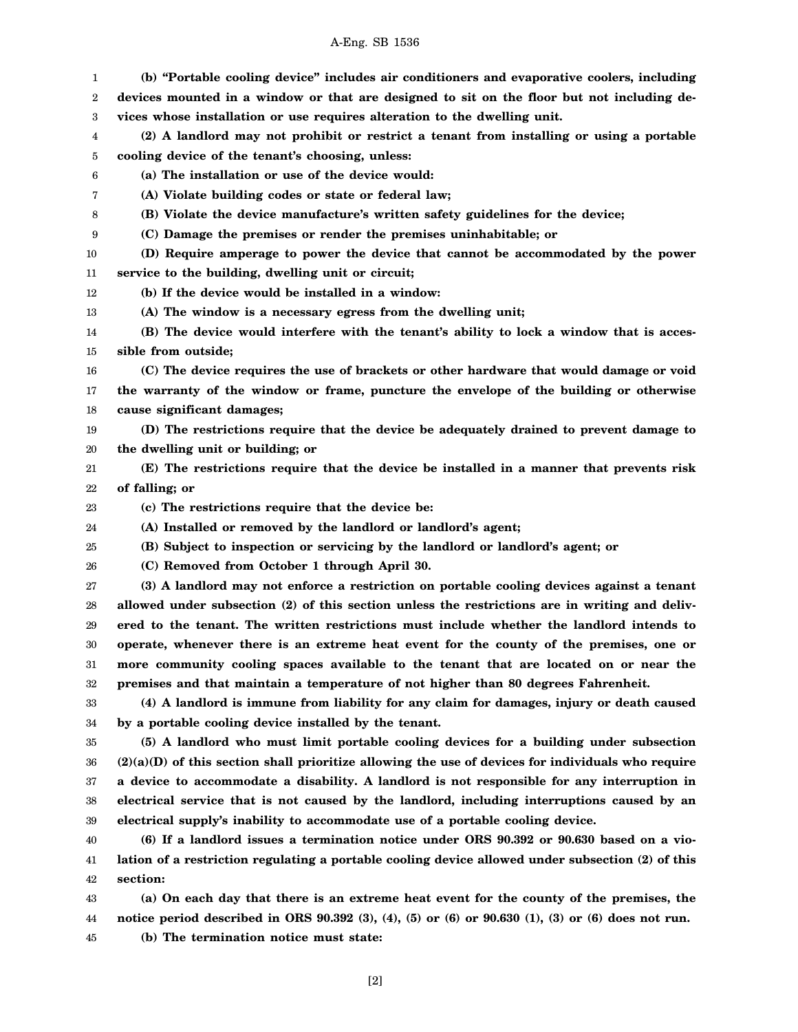**(b) "Portable cooling device" includes air conditioners and evaporative coolers, including devices mounted in a window or that are designed to sit on the floor but not including devices whose installation or use requires alteration to the dwelling unit.**

**(2) A landlord may not prohibit or restrict a tenant from installing or using a portable cooling device of the tenant's choosing, unless:**

**(a) The installation or use of the device would:**

**(A) Violate building codes or state or federal law;**

**(B) Violate the device manufacture's written safety guidelines for the device;**

**(C) Damage the premises or render the premises uninhabitable; or**

**(D) Require amperage to power the device that cannot be accommodated by the power service to the building, dwelling unit or circuit;**

**(b) If the device would be installed in a window:**

**(A) The window is a necessary egress from the dwelling unit;**

**(B) The device would interfere with the tenant's ability to lock a window that is accessible from outside;**

**(C) The device requires the use of brackets or other hardware that would damage or void the warranty of the window or frame, puncture the envelope of the building or otherwise cause significant damages;**

**(D) The restrictions require that the device be adequately drained to prevent damage to the dwelling unit or building; or**

**(E) The restrictions require that the device be installed in a manner that prevents risk of falling; or**

**(c) The restrictions require that the device be:**

**(A) Installed or removed by the landlord or landlord's agent;**

**(B) Subject to inspection or servicing by the landlord or landlord's agent; or**

**(C) Removed from October 1 through April 30.**

**(3) A landlord may not enforce a restriction on portable cooling devices against a tenant allowed under subsection (2) of this section unless the restrictions are in writing and delivered to the tenant. The written restrictions must include whether the landlord intends to operate, whenever there is an extreme heat event for the county of the premises, one or more community cooling spaces available to the tenant that are located on or near the premises and that maintain a temperature of not higher than 80 degrees Fahrenheit.**

**(4) A landlord is immune from liability for any claim for damages, injury or death caused by a portable cooling device installed by the tenant.**

**(5) A landlord who must limit portable cooling devices for a building under subsection (2)(a)(D) of this section shall prioritize allowing the use of devices for individuals who require a device to accommodate a disability. A landlord is not responsible for any interruption in electrical service that is not caused by the landlord, including interruptions caused by an electrical supply's inability to accommodate use of a portable cooling device.**

**(6) If a landlord issues a termination notice under ORS 90.392 or 90.630 based on a violation of a restriction regulating a portable cooling device allowed under subsection (2) of this section:**

**(a) On each day that there is an extreme heat event for the county of the premises, the notice period described in ORS 90.392 (3), (4), (5) or (6) or 90.630 (1), (3) or (6) does not run.**

**(b) The termination notice must state:**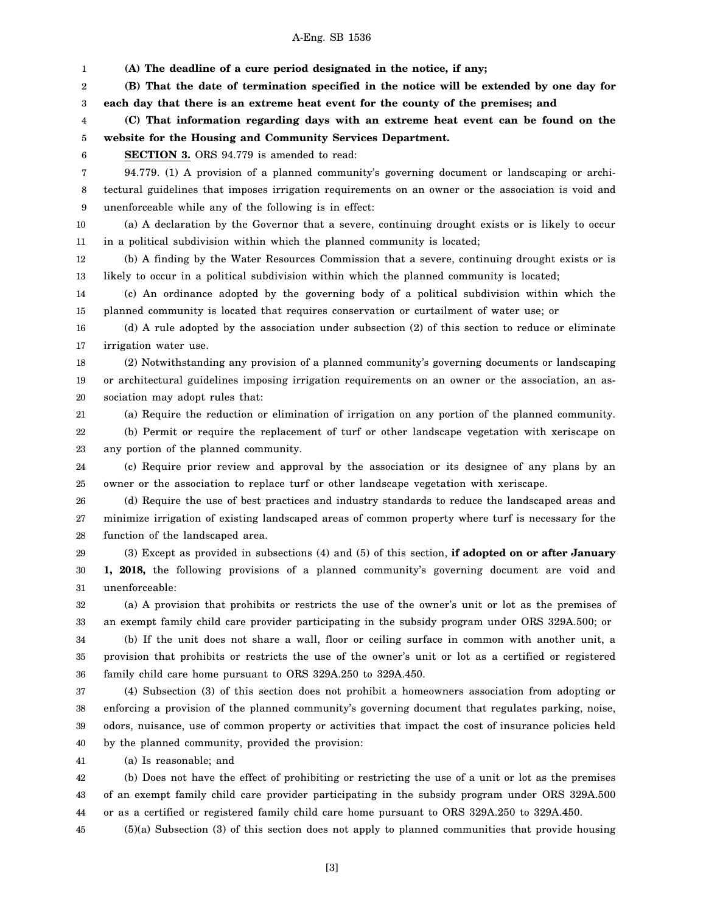**(A) The deadline of a cure period designated in the notice, if any;**

**(B) That the date of termination specified in the notice will be extended by one day for each day that there is an extreme heat event for the county of the premises; and**

**(C) That information regarding days with an extreme heat event can be found on the website for the Housing and Community Services Department.**

**SECTION 3.** ORS 94.779 is amended to read:

94.779. (1) A provision of a planned community's governing document or landscaping or architectural guidelines that imposes irrigation requirements on an owner or the association is void and unenforceable while any of the following is in effect:

(a) A declaration by the Governor that a severe, continuing drought exists or is likely to occur in a political subdivision within which the planned community is located;

(b) A finding by the Water Resources Commission that a severe, continuing drought exists or is likely to occur in a political subdivision within which the planned community is located;

(c) An ordinance adopted by the governing body of a political subdivision within which the planned community is located that requires conservation or curtailment of water use; or

(d) A rule adopted by the association under subsection (2) of this section to reduce or eliminate irrigation water use.

(2) Notwithstanding any provision of a planned community's governing documents or landscaping or architectural guidelines imposing irrigation requirements on an owner or the association, an association may adopt rules that:

(a) Require the reduction or elimination of irrigation on any portion of the planned community.

(b) Permit or require the replacement of turf or other landscape vegetation with xeriscape on any portion of the planned community.

(c) Require prior review and approval by the association or its designee of any plans by an owner or the association to replace turf or other landscape vegetation with xeriscape.

(d) Require the use of best practices and industry standards to reduce the landscaped areas and minimize irrigation of existing landscaped areas of common property where turf is necessary for the function of the landscaped area.

(3) Except as provided in subsections (4) and (5) of this section, **if adopted on or after January 1, 2018,** the following provisions of a planned community's governing document are void and unenforceable:

(a) A provision that prohibits or restricts the use of the owner's unit or lot as the premises of an exempt family child care provider participating in the subsidy program under ORS 329A.500; or

(b) If the unit does not share a wall, floor or ceiling surface in common with another unit, a provision that prohibits or restricts the use of the owner's unit or lot as a certified or registered family child care home pursuant to ORS 329A.250 to 329A.450.

(4) Subsection (3) of this section does not prohibit a homeowners association from adopting or enforcing a provision of the planned community's governing document that regulates parking, noise, odors, nuisance, use of common property or activities that impact the cost of insurance policies held by the planned community, provided the provision:

(a) Is reasonable; and

(b) Does not have the effect of prohibiting or restricting the use of a unit or lot as the premises of an exempt family child care provider participating in the subsidy program under ORS 329A.500 or as a certified or registered family child care home pursuant to ORS 329A.250 to 329A.450.

(5)(a) Subsection (3) of this section does not apply to planned communities that provide housing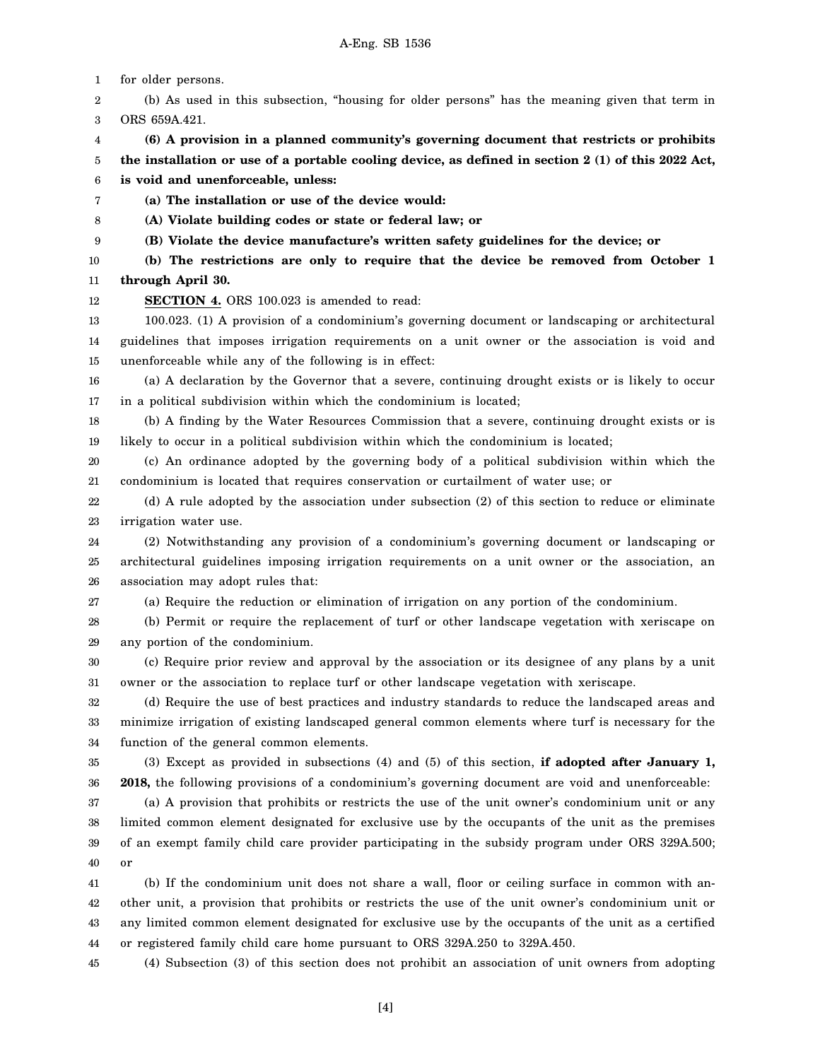for older persons.

(b) As used in this subsection, "housing for older persons" has the meaning given that term in ORS 659A.421.

**(6) A provision in a planned community's governing document that restricts or prohibits the installation or use of a portable cooling device, as defined in section 2 (1) of this 2022 Act, is void and unenforceable, unless:**

**(a) The installation or use of the device would:**

**(A) Violate building codes or state or federal law; or**

**(B) Violate the device manufacture's written safety guidelines for the device; or**

**(b) The restrictions are only to require that the device be removed from October 1 through April 30.**

**SECTION 4.** ORS 100.023 is amended to read:

100.023. (1) A provision of a condominium's governing document or landscaping or architectural guidelines that imposes irrigation requirements on a unit owner or the association is void and unenforceable while any of the following is in effect:

(a) A declaration by the Governor that a severe, continuing drought exists or is likely to occur in a political subdivision within which the condominium is located;

(b) A finding by the Water Resources Commission that a severe, continuing drought exists or is likely to occur in a political subdivision within which the condominium is located;

(c) An ordinance adopted by the governing body of a political subdivision within which the condominium is located that requires conservation or curtailment of water use; or

(d) A rule adopted by the association under subsection (2) of this section to reduce or eliminate irrigation water use.

(2) Notwithstanding any provision of a condominium's governing document or landscaping or architectural guidelines imposing irrigation requirements on a unit owner or the association, an association may adopt rules that:

(a) Require the reduction or elimination of irrigation on any portion of the condominium.

(b) Permit or require the replacement of turf or other landscape vegetation with xeriscape on any portion of the condominium.

(c) Require prior review and approval by the association or its designee of any plans by a unit owner or the association to replace turf or other landscape vegetation with xeriscape.

(d) Require the use of best practices and industry standards to reduce the landscaped areas and minimize irrigation of existing landscaped general common elements where turf is necessary for the function of the general common elements.

(3) Except as provided in subsections (4) and (5) of this section, **if adopted after January 1, 2018,** the following provisions of a condominium's governing document are void and unenforceable:

(a) A provision that prohibits or restricts the use of the unit owner's condominium unit or any limited common element designated for exclusive use by the occupants of the unit as the premises of an exempt family child care provider participating in the subsidy program under ORS 329A.500; or

(b) If the condominium unit does not share a wall, floor or ceiling surface in common with another unit, a provision that prohibits or restricts the use of the unit owner's condominium unit or any limited common element designated for exclusive use by the occupants of the unit as a certified or registered family child care home pursuant to ORS 329A.250 to 329A.450.

(4) Subsection (3) of this section does not prohibit an association of unit owners from adopting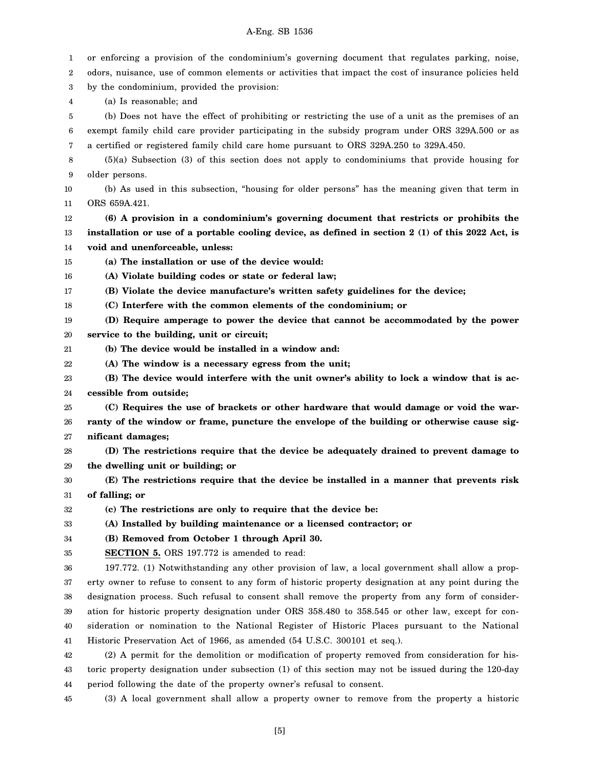or enforcing a provision of the condominium's governing document that regulates parking, noise, odors, nuisance, use of common elements or activities that impact the cost of insurance policies held by the condominium, provided the provision:

(a) Is reasonable; and

(b) Does not have the effect of prohibiting or restricting the use of a unit as the premises of an exempt family child care provider participating in the subsidy program under ORS 329A.500 or as a certified or registered family child care home pursuant to ORS 329A.250 to 329A.450.

(5)(a) Subsection (3) of this section does not apply to condominiums that provide housing for older persons.

(b) As used in this subsection, "housing for older persons" has the meaning given that term in ORS 659A.421.

**(6) A provision in a condominium's governing document that restricts or prohibits the installation or use of a portable cooling device, as defined in section 2 (1) of this 2022 Act, is void and unenforceable, unless:**

**(a) The installation or use of the device would:**

**(A) Violate building codes or state or federal law;**

**(B) Violate the device manufacture's written safety guidelines for the device;**

**(C) Interfere with the common elements of the condominium; or**

**(D) Require amperage to power the device that cannot be accommodated by the power service to the building, unit or circuit;**

**(b) The device would be installed in a window and:**

**(A) The window is a necessary egress from the unit;**

**(B) The device would interfere with the unit owner's ability to lock a window that is accessible from outside;**

**(C) Requires the use of brackets or other hardware that would damage or void the warranty of the window or frame, puncture the envelope of the building or otherwise cause significant damages;**

**(D) The restrictions require that the device be adequately drained to prevent damage to the dwelling unit or building; or**

**(E) The restrictions require that the device be installed in a manner that prevents risk of falling; or**

**(c) The restrictions are only to require that the device be:**

**(A) Installed by building maintenance or a licensed contractor; or**

**(B) Removed from October 1 through April 30.**

**SECTION 5.** ORS 197.772 is amended to read:

197.772. (1) Notwithstanding any other provision of law, a local government shall allow a property owner to refuse to consent to any form of historic property designation at any point during the designation process. Such refusal to consent shall remove the property from any form of consideration for historic property designation under ORS 358.480 to 358.545 or other law, except for consideration or nomination to the National Register of Historic Places pursuant to the National Historic Preservation Act of 1966, as amended (54 U.S.C. 300101 et seq.).

(2) A permit for the demolition or modification of property removed from consideration for historic property designation under subsection (1) of this section may not be issued during the 120-day period following the date of the property owner's refusal to consent.

(3) A local government shall allow a property owner to remove from the property a historic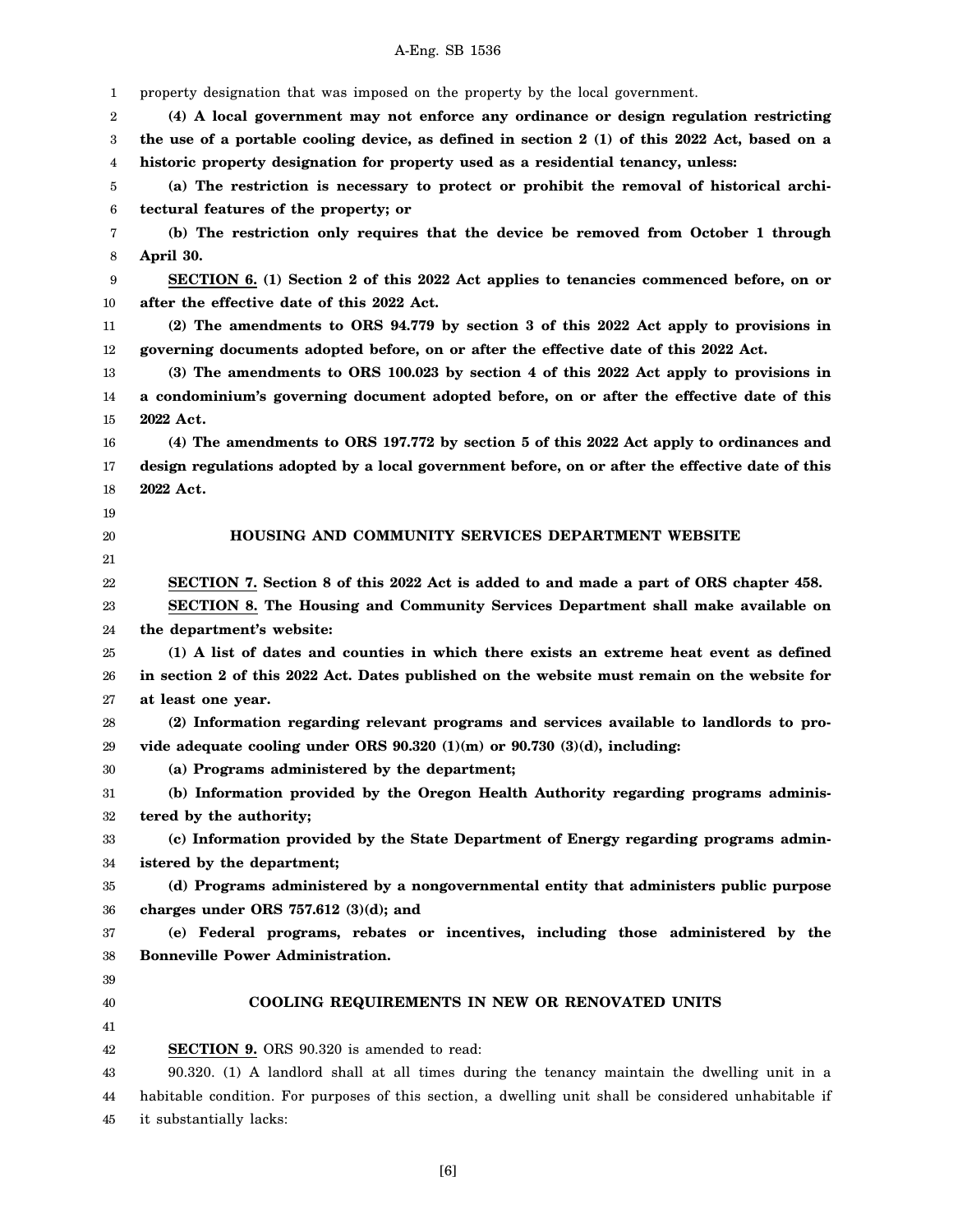property designation that was imposed on the property by the local government.

**(4) A local government may not enforce any ordinance or design regulation restricting the use of a portable cooling device, as defined in section 2 (1) of this 2022 Act, based on a historic property designation for property used as a residential tenancy, unless:**

**(a) The restriction is necessary to protect or prohibit the removal of historical architectural features of the property; or**

**(b) The restriction only requires that the device be removed from October 1 through April 30.**

**SECTION 6. (1) Section 2 of this 2022 Act applies to tenancies commenced before, on or after the effective date of this 2022 Act.**

**(2) The amendments to ORS 94.779 by section 3 of this 2022 Act apply to provisions in governing documents adopted before, on or after the effective date of this 2022 Act.**

**(3) The amendments to ORS 100.023 by section 4 of this 2022 Act apply to provisions in a condominium's governing document adopted before, on or after the effective date of this 2022 Act.**

**(4) The amendments to ORS 197.772 by section 5 of this 2022 Act apply to ordinances and design regulations adopted by a local government before, on or after the effective date of this 2022 Act.**

**HOUSING AND COMMUNITY SERVICES DEPARTMENT WEBSITE**

**SECTION 7. Section 8 of this 2022 Act is added to and made a part of ORS chapter 458.**

**SECTION 8. The Housing and Community Services Department shall make available on the department's website:**

**(1) A list of dates and counties in which there exists an extreme heat event as defined in section 2 of this 2022 Act. Dates published on the website must remain on the website for at least one year.**

**(2) Information regarding relevant programs and services available to landlords to provide adequate cooling under ORS 90.320 (1)(m) or 90.730 (3)(d), including:**

**(a) Programs administered by the department;**

**(b) Information provided by the Oregon Health Authority regarding programs administered by the authority;**

**(c) Information provided by the State Department of Energy regarding programs administered by the department;**

**(d) Programs administered by a nongovernmental entity that administers public purpose charges under ORS 757.612 (3)(d); and**

**(e) Federal programs, rebates or incentives, including those administered by the Bonneville Power Administration.**

**COOLING REQUIREMENTS IN NEW OR RENOVATED UNITS**

**SECTION 9.** ORS 90.320 is amended to read:

90.320. (1) A landlord shall at all times during the tenancy maintain the dwelling unit in a habitable condition. For purposes of this section, a dwelling unit shall be considered unhabitable if it substantially lacks: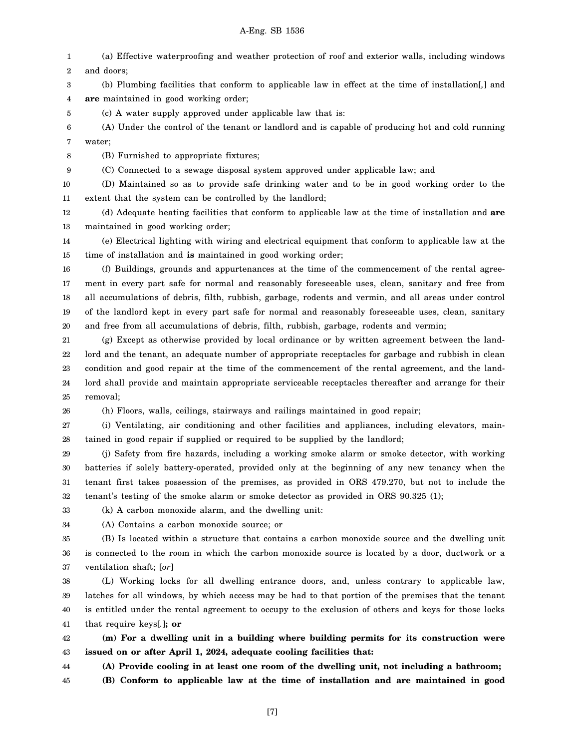(a) Effective waterproofing and weather protection of roof and exterior walls, including windows and doors;

(b) Plumbing facilities that conform to applicable law in effect at the time of installation[,] and **are** maintained in good working order;

(c) A water supply approved under applicable law that is:

(A) Under the control of the tenant or landlord and is capable of producing hot and cold running water;

(B) Furnished to appropriate fixtures;

(C) Connected to a sewage disposal system approved under applicable law; and

(D) Maintained so as to provide safe drinking water and to be in good working order to the extent that the system can be controlled by the landlord;

(d) Adequate heating facilities that conform to applicable law at the time of installation and **are** maintained in good working order;

(e) Electrical lighting with wiring and electrical equipment that conform to applicable law at the time of installation and **is** maintained in good working order;

(f) Buildings, grounds and appurtenances at the time of the commencement of the rental agreement in every part safe for normal and reasonably foreseeable uses, clean, sanitary and free from all accumulations of debris, filth, rubbish, garbage, rodents and vermin, and all areas under control of the landlord kept in every part safe for normal and reasonably foreseeable uses, clean, sanitary and free from all accumulations of debris, filth, rubbish, garbage, rodents and vermin;

(g) Except as otherwise provided by local ordinance or by written agreement between the landlord and the tenant, an adequate number of appropriate receptacles for garbage and rubbish in clean condition and good repair at the time of the commencement of the rental agreement, and the landlord shall provide and maintain appropriate serviceable receptacles thereafter and arrange for their removal;

(h) Floors, walls, ceilings, stairways and railings maintained in good repair;

(i) Ventilating, air conditioning and other facilities and appliances, including elevators, maintained in good repair if supplied or required to be supplied by the landlord;

(j) Safety from fire hazards, including a working smoke alarm or smoke detector, with working batteries if solely battery-operated, provided only at the beginning of any new tenancy when the tenant first takes possession of the premises, as provided in ORS 479.270, but not to include the tenant's testing of the smoke alarm or smoke detector as provided in ORS 90.325 (1);

(k) A carbon monoxide alarm, and the dwelling unit:

(A) Contains a carbon monoxide source; or

(B) Is located within a structure that contains a carbon monoxide source and the dwelling unit is connected to the room in which the carbon monoxide source is located by a door, ductwork or a ventilation shaft; [*or*]

(L) Working locks for all dwelling entrance doors, and, unless contrary to applicable law, latches for all windows, by which access may be had to that portion of the premises that the tenant is entitled under the rental agreement to occupy to the exclusion of others and keys for those locks that require keys[.]**; or**

**(m) For a dwelling unit in a building where building permits for its construction were issued on or after April 1, 2024, adequate cooling facilities that:**

**(A) Provide cooling in at least one room of the dwelling unit, not including a bathroom;**

**(B) Conform to applicable law at the time of installation and are maintained in good**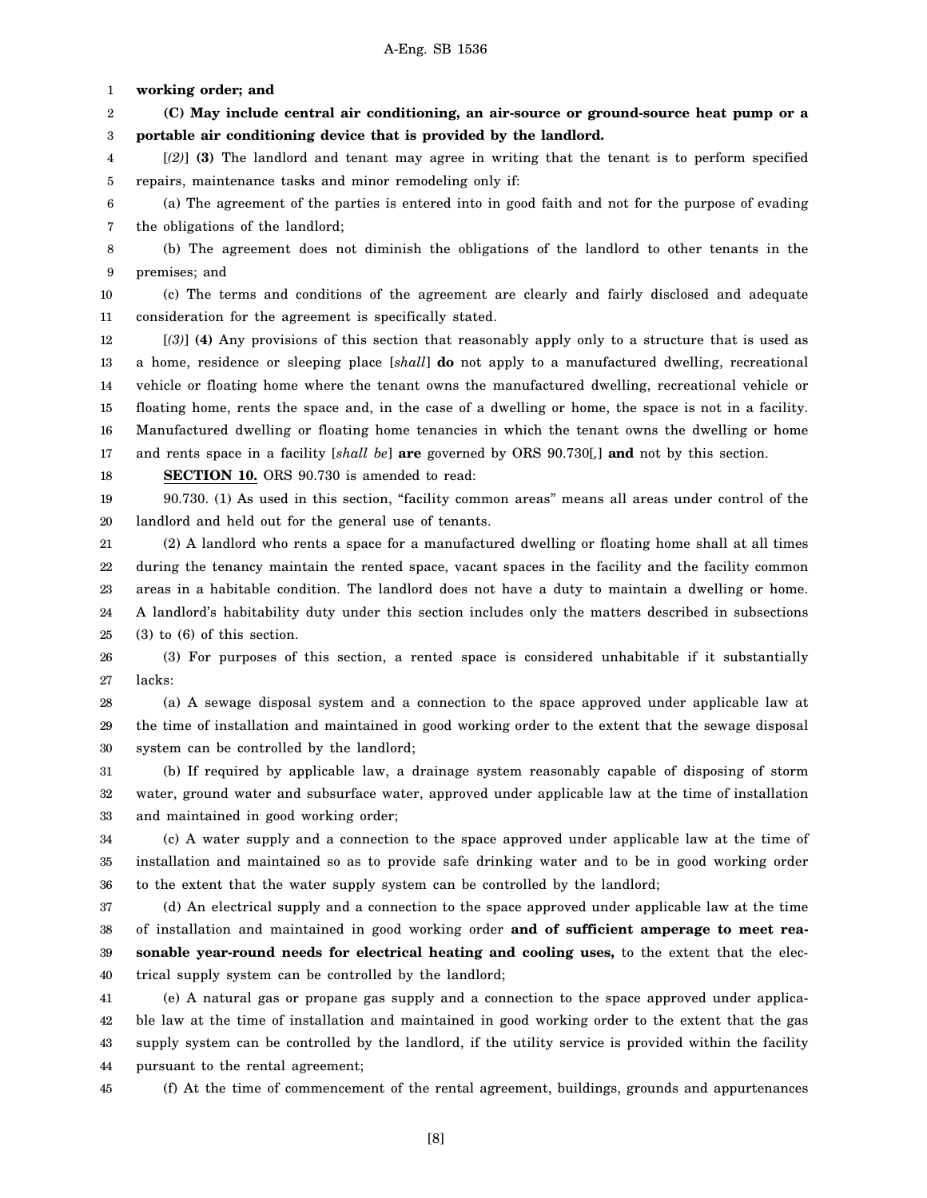**working order; and**

**(C) May include central air conditioning, an air-source or ground-source heat pump or a portable air conditioning device that is provided by the landlord.**

[*(2)*] **(3)** The landlord and tenant may agree in writing that the tenant is to perform specified repairs, maintenance tasks and minor remodeling only if:

(a) The agreement of the parties is entered into in good faith and not for the purpose of evading the obligations of the landlord;

(b) The agreement does not diminish the obligations of the landlord to other tenants in the premises; and

(c) The terms and conditions of the agreement are clearly and fairly disclosed and adequate consideration for the agreement is specifically stated.

[*(3)*] **(4)** Any provisions of this section that reasonably apply only to a structure that is used as a home, residence or sleeping place [*shall*] **do** not apply to a manufactured dwelling, recreational vehicle or floating home where the tenant owns the manufactured dwelling, recreational vehicle or floating home, rents the space and, in the case of a dwelling or home, the space is not in a facility. Manufactured dwelling or floating home tenancies in which the tenant owns the dwelling or home and rents space in a facility [*shall be*] **are** governed by ORS 90.730[*,*] **and** not by this section.

**SECTION 10.** ORS 90.730 is amended to read:

90.730. (1) As used in this section, "facility common areas" means all areas under control of the landlord and held out for the general use of tenants.

(2) A landlord who rents a space for a manufactured dwelling or floating home shall at all times during the tenancy maintain the rented space, vacant spaces in the facility and the facility common areas in a habitable condition. The landlord does not have a duty to maintain a dwelling or home. A landlord's habitability duty under this section includes only the matters described in subsections (3) to (6) of this section.

(3) For purposes of this section, a rented space is considered unhabitable if it substantially lacks:

(a) A sewage disposal system and a connection to the space approved under applicable law at the time of installation and maintained in good working order to the extent that the sewage disposal system can be controlled by the landlord;

(b) If required by applicable law, a drainage system reasonably capable of disposing of storm water, ground water and subsurface water, approved under applicable law at the time of installation and maintained in good working order;

(c) A water supply and a connection to the space approved under applicable law at the time of installation and maintained so as to provide safe drinking water and to be in good working order to the extent that the water supply system can be controlled by the landlord;

(d) An electrical supply and a connection to the space approved under applicable law at the time of installation and maintained in good working order **and of sufficient amperage to meet reasonable year-round needs for electrical heating and cooling uses,** to the extent that the electrical supply system can be controlled by the landlord;

(e) A natural gas or propane gas supply and a connection to the space approved under applicable law at the time of installation and maintained in good working order to the extent that the gas supply system can be controlled by the landlord, if the utility service is provided within the facility pursuant to the rental agreement;

(f) At the time of commencement of the rental agreement, buildings, grounds and appurtenances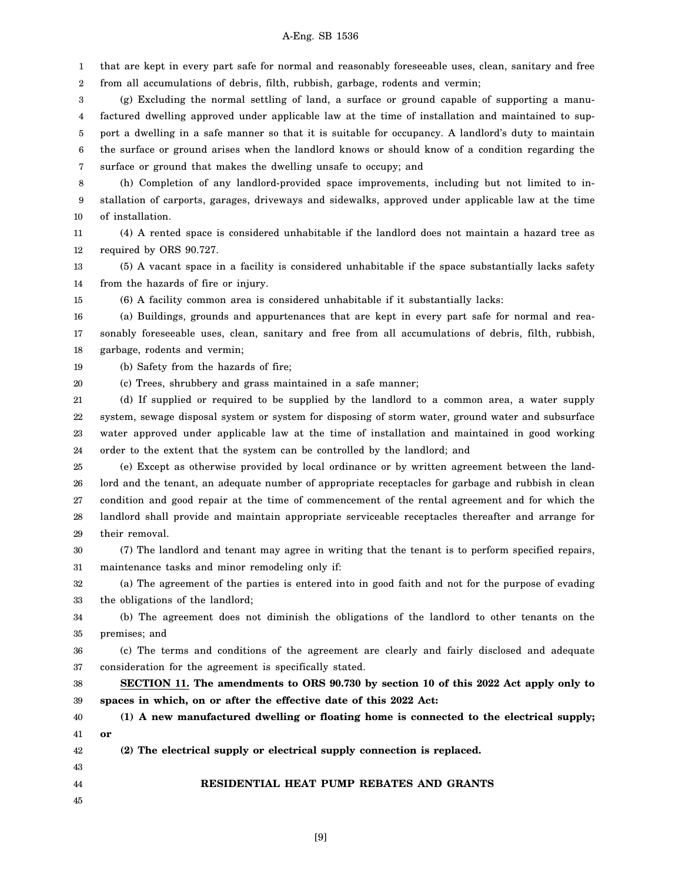that are kept in every part safe for normal and reasonably foreseeable uses, clean, sanitary and free from all accumulations of debris, filth, rubbish, garbage, rodents and vermin;

(g) Excluding the normal settling of land, a surface or ground capable of supporting a manufactured dwelling approved under applicable law at the time of installation and maintained to support a dwelling in a safe manner so that it is suitable for occupancy. A landlord's duty to maintain the surface or ground arises when the landlord knows or should know of a condition regarding the surface or ground that makes the dwelling unsafe to occupy; and

(h) Completion of any landlord-provided space improvements, including but not limited to installation of carports, garages, driveways and sidewalks, approved under applicable law at the time of installation.

(4) A rented space is considered unhabitable if the landlord does not maintain a hazard tree as required by ORS 90.727.

(5) A vacant space in a facility is considered unhabitable if the space substantially lacks safety from the hazards of fire or injury.

(6) A facility common area is considered unhabitable if it substantially lacks:

(a) Buildings, grounds and appurtenances that are kept in every part safe for normal and reasonably foreseeable uses, clean, sanitary and free from all accumulations of debris, filth, rubbish, garbage, rodents and vermin;

(b) Safety from the hazards of fire;

(c) Trees, shrubbery and grass maintained in a safe manner;

(d) If supplied or required to be supplied by the landlord to a common area, a water supply system, sewage disposal system or system for disposing of storm water, ground water and subsurface water approved under applicable law at the time of installation and maintained in good working order to the extent that the system can be controlled by the landlord; and

(e) Except as otherwise provided by local ordinance or by written agreement between the landlord and the tenant, an adequate number of appropriate receptacles for garbage and rubbish in clean condition and good repair at the time of commencement of the rental agreement and for which the landlord shall provide and maintain appropriate serviceable receptacles thereafter and arrange for their removal.

(7) The landlord and tenant may agree in writing that the tenant is to perform specified repairs, maintenance tasks and minor remodeling only if:

(a) The agreement of the parties is entered into in good faith and not for the purpose of evading the obligations of the landlord;

(b) The agreement does not diminish the obligations of the landlord to other tenants on the premises; and

(c) The terms and conditions of the agreement are clearly and fairly disclosed and adequate consideration for the agreement is specifically stated.

**SECTION 11. The amendments to ORS 90.730 by section 10 of this 2022 Act apply only to spaces in which, on or after the effective date of this 2022 Act:**

**(1) A new manufactured dwelling or floating home is connected to the electrical supply; or**

**(2) The electrical supply or electrical supply connection is replaced.**

## RESIDENTIAL HEAT PUMP REBATES AND GRANTS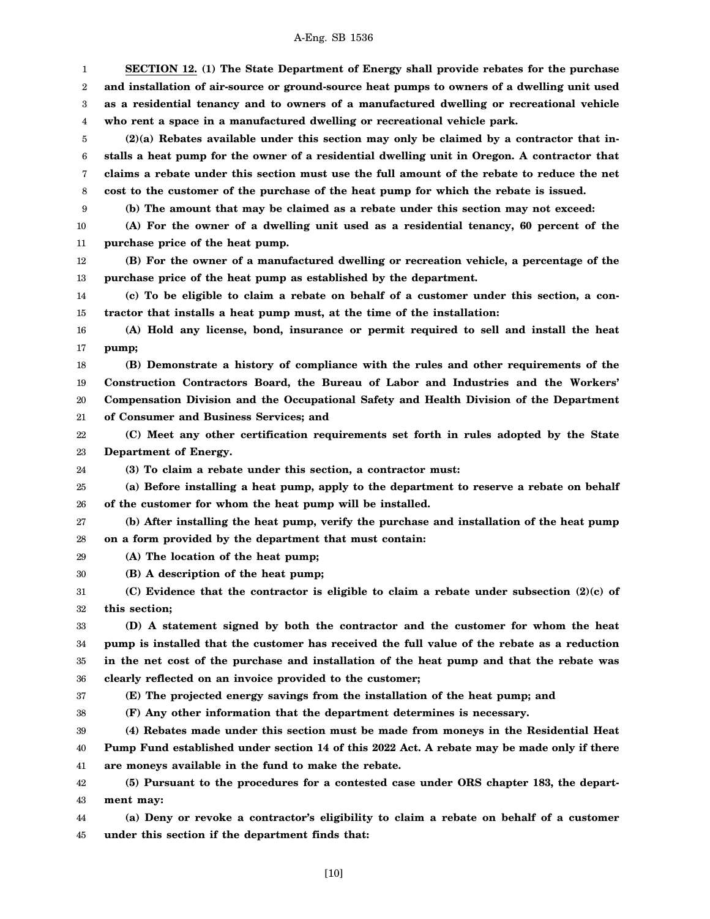**SECTION 12. (1) The State Department of Energy shall provide rebates for the purchase and installation of air-source or ground-source heat pumps to owners of a dwelling unit used as a residential tenancy and to owners of a manufactured dwelling or recreational vehicle who rent a space in a manufactured dwelling or recreational vehicle park.**

**(2)(a) Rebates available under this section may only be claimed by a contractor that installs a heat pump for the owner of a residential dwelling unit in Oregon. A contractor that claims a rebate under this section must use the full amount of the rebate to reduce the net cost to the customer of the purchase of the heat pump for which the rebate is issued.**

**(b) The amount that may be claimed as a rebate under this section may not exceed:**

**(A) For the owner of a dwelling unit used as a residential tenancy, 60 percent of the purchase price of the heat pump.**

**(B) For the owner of a manufactured dwelling or recreation vehicle, a percentage of the purchase price of the heat pump as established by the department.**

**(c) To be eligible to claim a rebate on behalf of a customer under this section, a contractor that installs a heat pump must, at the time of the installation:**

**(A) Hold any license, bond, insurance or permit required to sell and install the heat pump;**

**(B) Demonstrate a history of compliance with the rules and other requirements of the Construction Contractors Board, the Bureau of Labor and Industries and the Workers' Compensation Division and the Occupational Safety and Health Division of the Department of Consumer and Business Services; and**

**(C) Meet any other certification requirements set forth in rules adopted by the State Department of Energy.**

**(3) To claim a rebate under this section, a contractor must:**

**(a) Before installing a heat pump, apply to the department to reserve a rebate on behalf of the customer for whom the heat pump will be installed.**

**(b) After installing the heat pump, verify the purchase and installation of the heat pump on a form provided by the department that must contain:**

**(A) The location of the heat pump;**

**(B) A description of the heat pump;**

**(C) Evidence that the contractor is eligible to claim a rebate under subsection (2)(c) of this section;**

**(D) A statement signed by both the contractor and the customer for whom the heat pump is installed that the customer has received the full value of the rebate as a reduction in the net cost of the purchase and installation of the heat pump and that the rebate was clearly reflected on an invoice provided to the customer;**

**(E) The projected energy savings from the installation of the heat pump; and**

**(F) Any other information that the department determines is necessary.**

**(4) Rebates made under this section must be made from moneys in the Residential Heat Pump Fund established under section 14 of this 2022 Act. A rebate may be made only if there are moneys available in the fund to make the rebate.**

**(5) Pursuant to the procedures for a contested case under ORS chapter 183, the department may:**

**(a) Deny or revoke a contractor's eligibility to claim a rebate on behalf of a customer under this section if the department finds that:**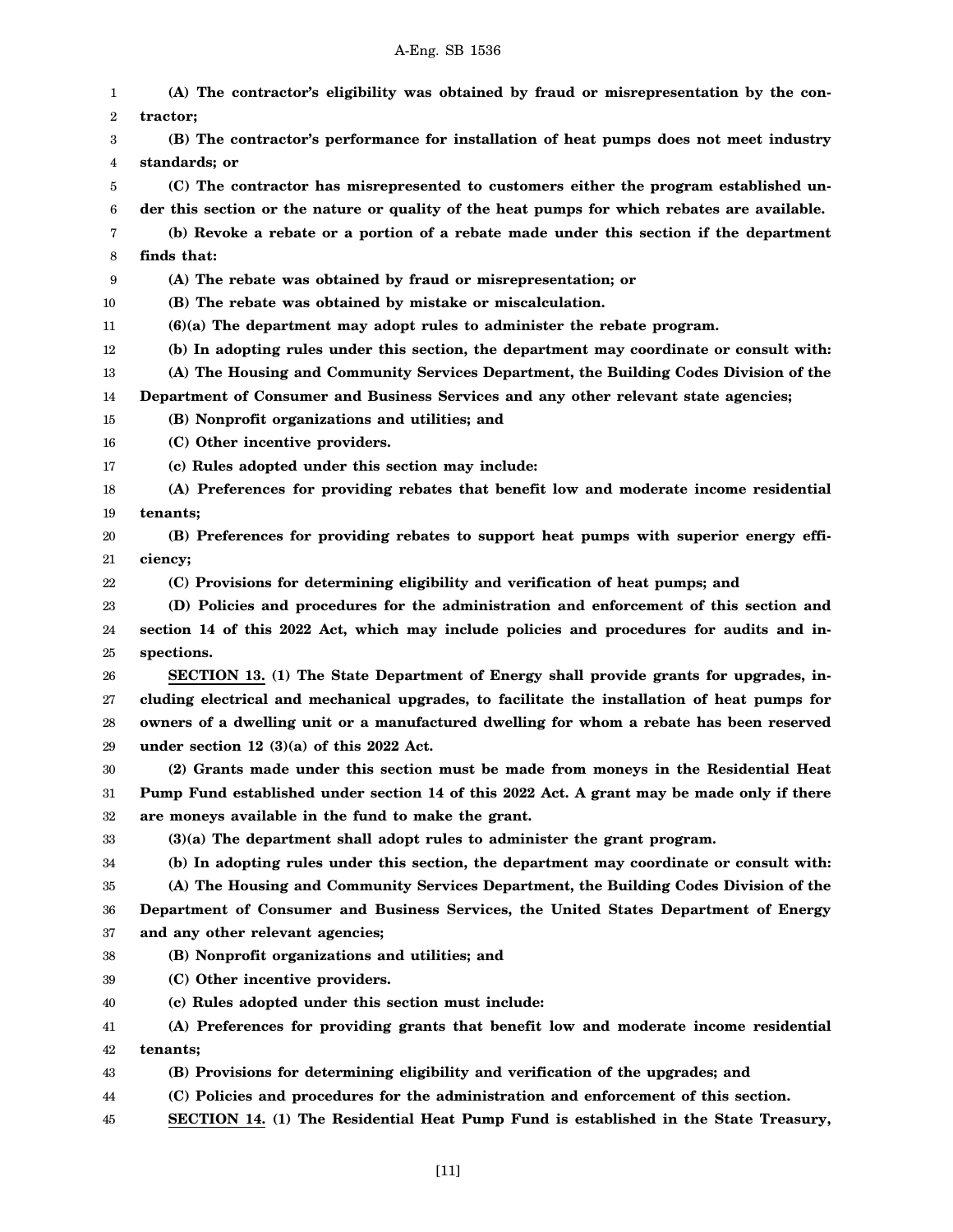**(A) The contractor's eligibility was obtained by fraud or misrepresentation by the contractor;**

**(B) The contractor's performance for installation of heat pumps does not meet industry standards; or**

**(C) The contractor has misrepresented to customers either the program established under this section or the nature or quality of the heat pumps for which rebates are available.**

**(b) Revoke a rebate or a portion of a rebate made under this section if the department finds that:**

**(A) The rebate was obtained by fraud or misrepresentation; or**

**(B) The rebate was obtained by mistake or miscalculation.**

**(6)(a) The department may adopt rules to administer the rebate program.**

**(b) In adopting rules under this section, the department may coordinate or consult with:**

**(A) The Housing and Community Services Department, the Building Codes Division of the Department of Consumer and Business Services and any other relevant state agencies;**

**(B) Nonprofit organizations and utilities; and**

**(C) Other incentive providers.**

**(c) Rules adopted under this section may include:**

**(A) Preferences for providing rebates that benefit low and moderate income residential tenants;**

**(B) Preferences for providing rebates to support heat pumps with superior energy efficiency;**

**(C) Provisions for determining eligibility and verification of heat pumps; and**

**(D) Policies and procedures for the administration and enforcement of this section and section 14 of this 2022 Act, which may include policies and procedures for audits and inspections.**

**<u>SECTION 13.</u> (1) The State Department of Energy shall provide grants for upgrades, including electrical and mechanical upgrades, to facilitate the installation of heat pumps for owners of a dwelling unit or a manufactured dwelling for whom a rebate has been reserved under section 12 (3)(a) of this 2022 Act.**

**(2) Grants made under this section must be made from moneys in the Residential Heat Pump Fund established under section 14 of this 2022 Act. A grant may be made only if there are moneys available in the fund to make the grant.**

**(3)(a) The department shall adopt rules to administer the grant program.**

**(b) In adopting rules under this section, the department may coordinate or consult with:**

**(A) The Housing and Community Services Department, the Building Codes Division of the Department of Consumer and Business Services, the United States Department of Energy and any other relevant agencies;**

**(B) Nonprofit organizations and utilities; and**

**(C) Other incentive providers.**

**(c) Rules adopted under this section must include:**

**(A) Preferences for providing grants that benefit low and moderate income residential tenants;**

**(B) Provisions for determining eligibility and verification of the upgrades; and**

**(C) Policies and procedures for the administration and enforcement of this section.**

**<u>SECTION 14.</u> (1) The Residential Heat Pump Fund is established in the State Treasury,**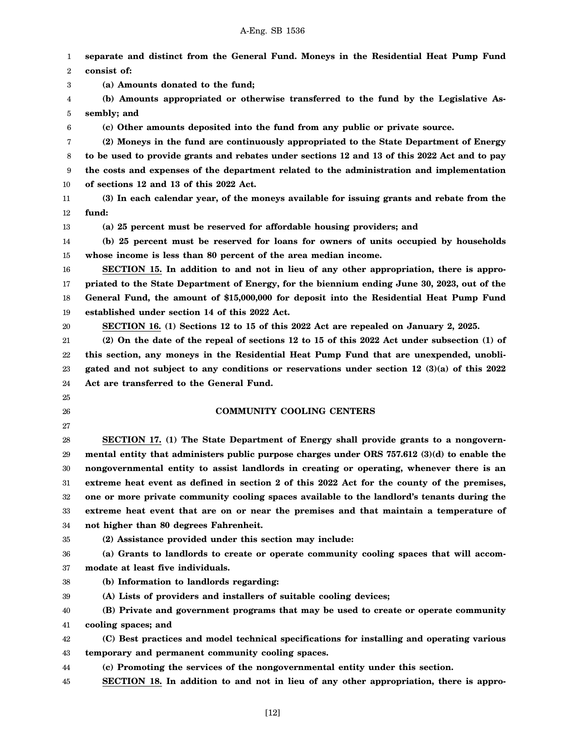**separate and distinct from the General Fund. Moneys in the Residential Heat Pump Fund consist of:**

**(a) Amounts donated to the fund;**

**(b) Amounts appropriated or otherwise transferred to the fund by the Legislative Assembly; and**

**(c) Other amounts deposited into the fund from any public or private source.**

**(2) Moneys in the fund are continuously appropriated to the State Department of Energy to be used to provide grants and rebates under sections 12 and 13 of this 2022 Act and to pay the costs and expenses of the department related to the administration and implementation of sections 12 and 13 of this 2022 Act.**

**(3) In each calendar year, of the moneys available for issuing grants and rebate from the fund:**

**(a) 25 percent must be reserved for affordable housing providers; and**

**(b) 25 percent must be reserved for loans for owners of units occupied by households whose income is less than 80 percent of the area median income.**

**SECTION 15. In addition to and not in lieu of any other appropriation, there is appropriated to the State Department of Energy, for the biennium ending June 30, 2023, out of the General Fund, the amount of $15,000,000 for deposit into the Residential Heat Pump Fund established under section 14 of this 2022 Act.**

**SECTION 16. (1) Sections 12 to 15 of this 2022 Act are repealed on January 2, 2025.**

**(2) On the date of the repeal of sections 12 to 15 of this 2022 Act under subsection (1) of this section, any moneys in the Residential Heat Pump Fund that are unexpended, unobligated and not subject to any conditions or reservations under section 12 (3)(a) of this 2022 Act are transferred to the General Fund.**

## COMMUNITY COOLING CENTERS

**SECTION 17. (1) The State Department of Energy shall provide grants to a nongovernmental entity that administers public purpose charges under ORS 757.612 (3)(d) to enable the nongovernmental entity to assist landlords in creating or operating, whenever there is an extreme heat event as defined in section 2 of this 2022 Act for the county of the premises, one or more private community cooling spaces available to the landlord's tenants during the extreme heat event that are on or near the premises and that maintain a temperature of not higher than 80 degrees Fahrenheit.**

**(2) Assistance provided under this section may include:**

**(a) Grants to landlords to create or operate community cooling spaces that will accommodate at least five individuals.**

**(b) Information to landlords regarding:**

**(A) Lists of providers and installers of suitable cooling devices;**

**(B) Private and government programs that may be used to create or operate community cooling spaces; and**

**(C) Best practices and model technical specifications for installing and operating various temporary and permanent community cooling spaces.**

**(c) Promoting the services of the nongovernmental entity under this section.**

**SECTION 18. In addition to and not in lieu of any other appropriation, there is appro-**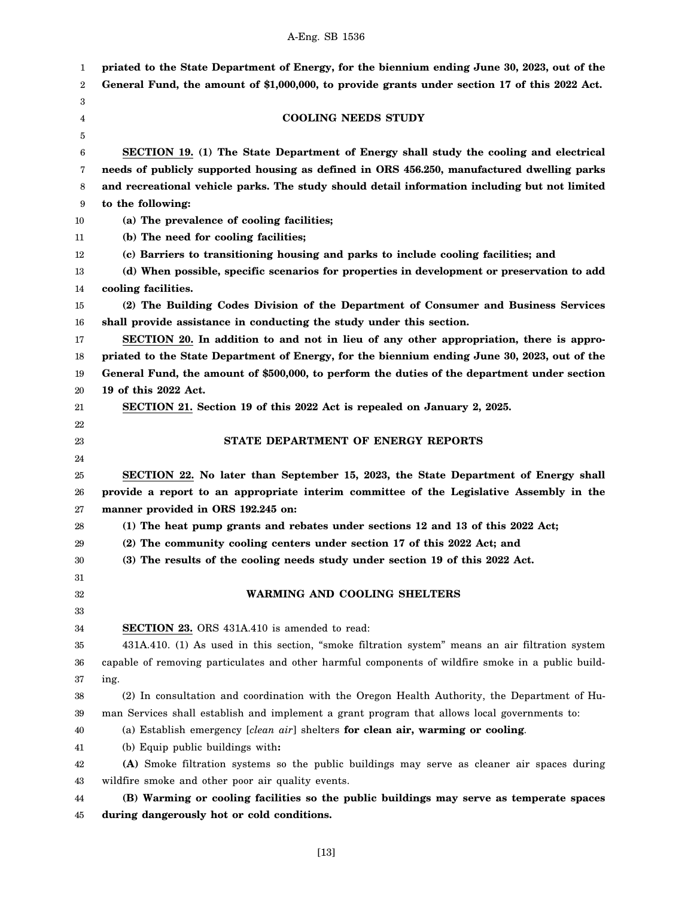**priated to the State Department of Energy, for the biennium ending June 30, 2023, out of the General Fund, the amount of $1,000,000, to provide grants under section 17 of this 2022 Act.**

**COOLING NEEDS STUDY**

**SECTION 19. (1) The State Department of Energy shall study the cooling and electrical needs of publicly supported housing as defined in ORS 456.250, manufactured dwelling parks and recreational vehicle parks. The study should detail information including but not limited to the following:**

**(a) The prevalence of cooling facilities;**

**(b) The need for cooling facilities;**

**(c) Barriers to transitioning housing and parks to include cooling facilities; and**

**(d) When possible, specific scenarios for properties in development or preservation to add cooling facilities.**

**(2) The Building Codes Division of the Department of Consumer and Business Services shall provide assistance in conducting the study under this section.**

**SECTION 20. In addition to and not in lieu of any other appropriation, there is appropriated to the State Department of Energy, for the biennium ending June 30, 2023, out of the General Fund, the amount of $500,000, to perform the duties of the department under section 19 of this 2022 Act.**

**SECTION 21. Section 19 of this 2022 Act is repealed on January 2, 2025.**

**STATE DEPARTMENT OF ENERGY REPORTS**

**SECTION 22. No later than September 15, 2023, the State Department of Energy shall provide a report to an appropriate interim committee of the Legislative Assembly in the manner provided in ORS 192.245 on:**

**(1) The heat pump grants and rebates under sections 12 and 13 of this 2022 Act;**

**(2) The community cooling centers under section 17 of this 2022 Act; and**

**(3) The results of the cooling needs study under section 19 of this 2022 Act.**

**WARMING AND COOLING SHELTERS**

**SECTION 23.** ORS 431A.410 is amended to read:

431A.410. (1) As used in this section, "smoke filtration system" means an air filtration system capable of removing particulates and other harmful components of wildfire smoke in a public building.

(2) In consultation and coordination with the Oregon Health Authority, the Department of Human Services shall establish and implement a grant program that allows local governments to:

(a) Establish emergency [*clean air*] shelters **for clean air, warming or cooling**.

(b) Equip public buildings with**:**

**(A)** Smoke filtration systems so the public buildings may serve as cleaner air spaces during wildfire smoke and other poor air quality events.

**(B) Warming or cooling facilities so the public buildings may serve as temperate spaces during dangerously hot or cold conditions.**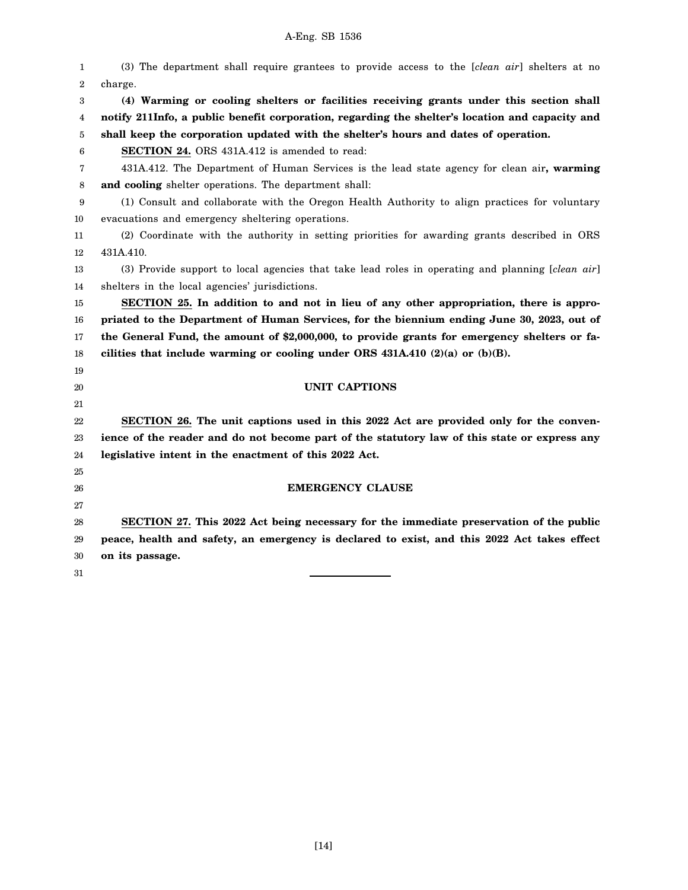(3) The department shall require grantees to provide access to the [*clean air*] shelters at no charge.

**(4) Warming or cooling shelters or facilities receiving grants under this section shall notify 211Info, a public benefit corporation, regarding the shelter's location and capacity and shall keep the corporation updated with the shelter's hours and dates of operation.**

**SECTION 24.** ORS 431A.412 is amended to read:

431A.412. The Department of Human Services is the lead state agency for clean air**, warming and cooling** shelter operations. The department shall:

(1) Consult and collaborate with the Oregon Health Authority to align practices for voluntary evacuations and emergency sheltering operations.

(2) Coordinate with the authority in setting priorities for awarding grants described in ORS 431A.410.

(3) Provide support to local agencies that take lead roles in operating and planning [*clean air*] shelters in the local agencies' jurisdictions.

**SECTION 25. In addition to and not in lieu of any other appropriation, there is appropriated to the Department of Human Services, for the biennium ending June 30, 2023, out of the General Fund, the amount of $2,000,000, to provide grants for emergency shelters or facilities that include warming or cooling under ORS 431A.410 (2)(a) or (b)(B).**

## UNIT CAPTIONS

**SECTION 26. The unit captions used in this 2022 Act are provided only for the convenience of the reader and do not become part of the statutory law of this state or express any legislative intent in the enactment of this 2022 Act.**

## EMERGENCY CLAUSE

**SECTION 27. This 2022 Act being necessary for the immediate preservation of the public peace, health and safety, an emergency is declared to exist, and this 2022 Act takes effect on its passage.**